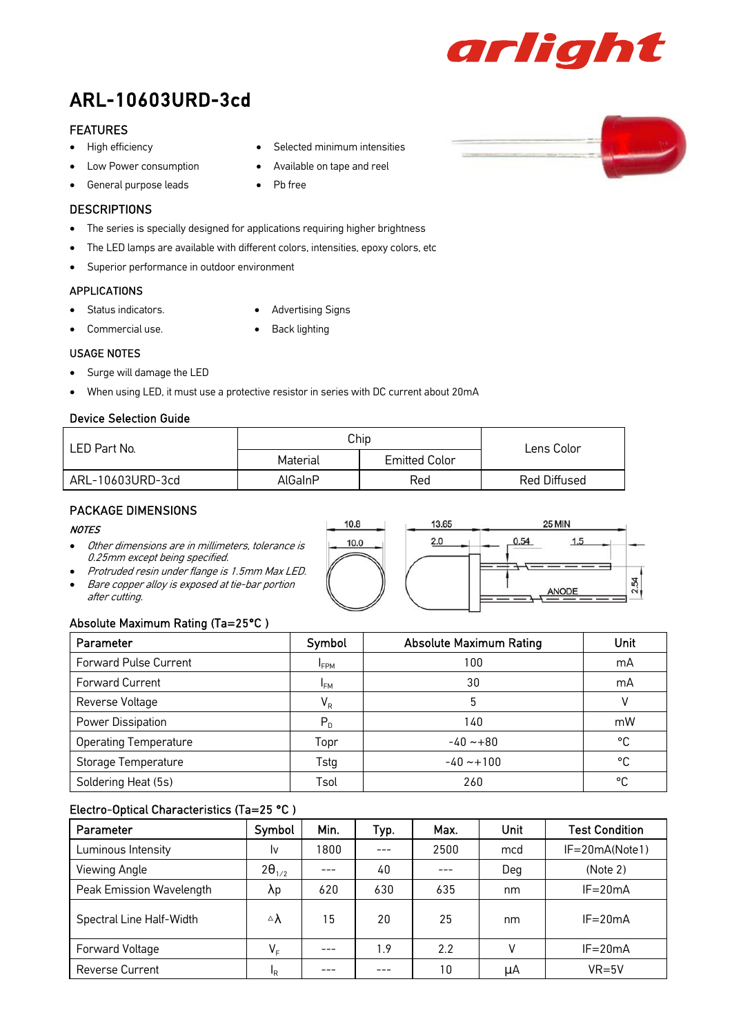arlight

# ARL-10603URD-3cd

## FEATURES

- High efficiency
- Low Power consumption
- General purpose leads
- Selected minimum intensities
- Available on tape and reel
- Pb free

## DESCRIPTIONS

- The series is specially designed for applications requiring higher brightness
- The LED lamps are available with different colors, intensities, epoxy colors, etc
- Superior performance in outdoor environment

## APPLICATIONS

- Status indicators.
- Commercial use.
- Advertising Signs
- Back lighting

## USAGE NOTES

- Surge will damage the LED
- When using LED, it must use a protective resistor in series with DC current about 20mA

## Device Selection Guide

| LED Part No. | Chip | | Lens Color |
|---|---|---|---|
| | Material | Emitted Color | |
| ARL-10603URD-3cd | AlGaInP | Red | Red Diffused |

## PACKAGE DIMENSIONS

***NOTES***

- *Other dimensions are in millimeters, tolerance is 0.25mm except being specified.*
- *Protruded resin under flange is 1.5mm Max LED.*
- *Bare copper alloy is exposed at tie-bar portion after cutting.*

10.8, 10.0, 13.65, 2.0, 25 MIN, 0.54, 1.5, 2.54, ANODE

## Absolute Maximum Rating (Ta=25°C )

| Parameter | Symbol | Absolute Maximum Rating | Unit |
|---|---|---|---|
| Forward Pulse Current | $I_{FPM}$ | 100 | mA |
| Forward Current | $I_{FM}$ | 30 | mA |
| Reverse Voltage | $V_R$ | 5 | V |
| Power Dissipation | $P_D$ | 140 | mW |
| Operating Temperature | Topr | -40 ~+80 | °C |
| Storage Temperature | Tstg | -40 ~+100 | °C |
| Soldering Heat (5s) | Tsol | 260 | °C |

## Electro-Optical Characteristics (Ta=25 °C )

| Parameter | Symbol | Min. | Typ. | Max. | Unit | Test Condition |
|---|---|---|---|---|---|---|
| Luminous Intensity | Iv | 1800 | --- | 2500 | mcd | IF=20mA(Note1) |
| Viewing Angle | $2\theta_{1/2}$ | --- | 40 | --- | Deg | (Note 2) |
| Peak Emission Wavelength | $\lambda p$ | 620 | 630 | 635 | nm | IF=20mA |
| Spectral Line Half-Width | $\Delta\lambda$ | 15 | 20 | 25 | nm | IF=20mA |
| Forward Voltage | $V_F$ | --- | 1.9 | 2.2 | V | IF=20mA |
| Reverse Current | $I_R$ | --- | --- | 10 | μA | VR=5V |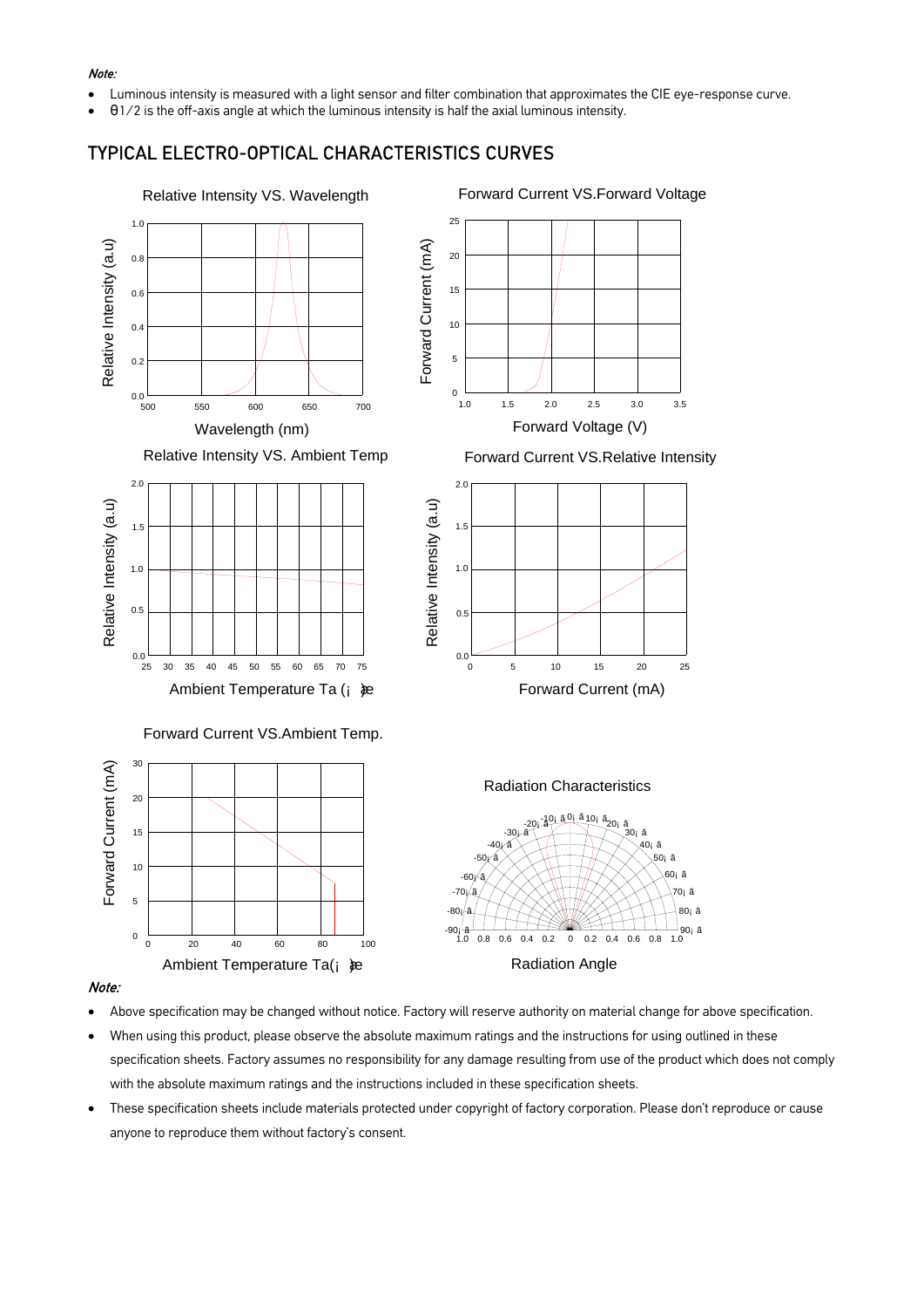***Note:***

- Luminous intensity is measured with a light sensor and filter combination that approximates the CIE eye-response curve.
- θ1/2 is the off-axis angle at which the luminous intensity is half the axial luminous intensity.

## TYPICAL ELECTRO-OPTICAL CHARACTERISTICS CURVES

Relative Intensity VS. Wavelength

Relative Intensity (a.u)

1.0
0.8
0.6
0.4
0.2
0.0

500 550 600 650 700

Wavelength (nm)

Forward Current VS.Forward Voltage

Forward Current (mA)

25
20
15
10
5
0

1.0 1.5 2.0 2.5 3.0 3.5

Forward Voltage (V)

Relative Intensity VS. Ambient Temp

Relative Intensity (a.u)

2.0
1.5
1.0
0.5
0.0

25 30 35 40 45 50 55 60 65 70 75

Ambient Temperature Ta (¡ æ

Forward Current VS.Relative Intensity

Relative Intensity (a.u)

2.0
1.5
1.0
0.5
0.0

0 5 10 15 20 25

Forward Current (mA)

Forward Current VS.Ambient Temp.

Forward Current (mA)

30
25
20
15
10
5
0

0 20 40 60 80 100

Ambient Temperature Ta(¡ æ

Radiation Characteristics

-90¡ ã -80¡ ã -70¡ ã -60¡ ã -50¡ ã -40¡ ã -30¡ ã -20¡ ã -10¡ ã 0¡ ã 10¡ ã 20¡ ã 30¡ ã 40¡ ã 50¡ ã 60¡ ã 70¡ ã 80¡ ã 90¡ ã

1.0 0.8 0.6 0.4 0.2 0 0.2 0.4 0.6 0.8 1.0

Radiation Angle

***Note:***

- Above specification may be changed without notice. Factory will reserve authority on material change for above specification.
- When using this product, please observe the absolute maximum ratings and the instructions for using outlined in these specification sheets. Factory assumes no responsibility for any damage resulting from use of the product which does not comply with the absolute maximum ratings and the instructions included in these specification sheets.
- These specification sheets include materials protected under copyright of factory corporation. Please don't reproduce or cause anyone to reproduce them without factory's consent.